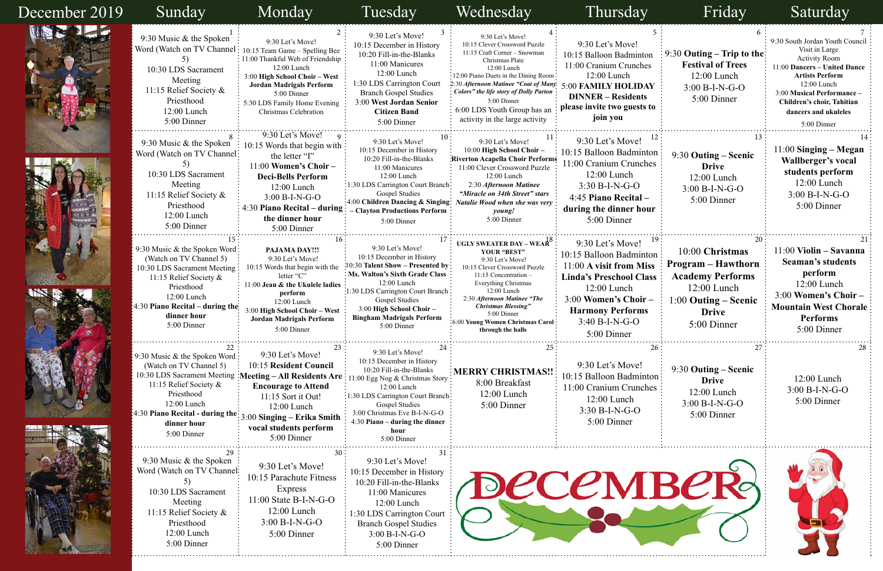# December 2019

| Sunday | Monday | Tuesday | Wednesday | Thursday | Friday | Saturday |
|---|---|---|---|---|---|---|
| 1<br>9:30 Music & the Spoken Word (Watch on TV Channel 5)<br>10:30 LDS Sacrament Meeting<br>11:15 Relief Society & Priesthood<br>12:00 Lunch<br>5:00 Dinner | 2<br>9:30 Let's Move!<br>10:15 Team Game – Spelling Bee<br>11:00 Thankful Web of Friendship<br>12:00 Lunch<br>3:00 **High School Choir – West Jordan Madrigals Perform**<br>5:00 Dinner<br>5:30 LDS Family Home Evening Christmas Celebration | 3<br>9:30 Let's Move!<br>10:15 December in History<br>10:20 Fill-in-the-Blanks<br>11:00 Manicures<br>12:00 Lunch<br>1:30 LDS Carrington Court Branch Gospel Studies<br>3:00 **West Jordan Senior Citizen Band**<br>5:00 Dinner | 4<br>9:30 Let's Move!<br>10:15 Clever Crossword Puzzle<br>11:15 Craft Corner – Snowman Christmas Plate<br>12:00 Lunch<br>12:00 Piano Duets in the Dining Room<br>2:30 ***Afternoon Matinee "Coat of Many Colors" the life story of Dolly Parton***<br>5:00 Dinner<br>6:00 LDS Youth Group has an activity in the large activity | 5<br>9:30 Let's Move!<br>10:15 Balloon Badminton<br>11:00 Cranium Crunches<br>12:00 Lunch<br>**5:00 FAMILY HOLIDAY DINNER – Residents please invite two guests to join you** | 6<br>9:30 **Outing – Trip to the Festival of Trees**<br>12:00 Lunch<br>3:00 B-I-N-G-O<br>5:00 Dinner | 7<br>9:30 South Jordan Youth Council Visit in Large Activity Room<br>11:00 **Dancers – United Dance Artists Perform**<br>12:00 Lunch<br>3:00 **Musical Performance – Children's choir, Tahitian dancers and ukuleles**<br>5:00 Dinner |
| 8<br>9:30 Music & the Spoken Word (Watch on TV Channel 5)<br>10:30 LDS Sacrament Meeting<br>11:15 Relief Society & Priesthood<br>12:00 Lunch<br>5:00 Dinner | 9<br>9:30 Let's Move!<br>10:15 Words that begin with the letter "I"<br>11:00 **Women's Choir – Deci-Bells Perform**<br>12:00 Lunch<br>3:00 B-I-N-G-O<br>4:30 **Piano Recital – during the dinner hour**<br>5:00 Dinner | 10<br>9:30 Let's Move!<br>10:15 December in History<br>10:20 Fill-in-the-Blanks<br>11:00 Manicures<br>12:00 Lunch<br>1:30 LDS Carrington Court Branch Gospel Studies<br>4:00 **Children Dancing & Singing – Clayton Productions Perform**<br>5:00 Dinner | 11<br>9:30 Let's Move!<br>10:00 **High School Choir – Riverton Acapella Choir Performs**<br>11:00 Clever Crossword Puzzle<br>12:00 Lunch<br>2:30 ***Afternoon Matinee "Miracle on 34th Street" stars Natalie Wood when she was very young!***<br>5:00 Dinner | 12<br>9:30 Let's Move!<br>10:15 Balloon Badminton<br>11:00 Cranium Crunches<br>12:00 Lunch<br>3:30 B-I-N-G-O<br>4:45 **Piano Recital – during the dinner hour**<br>5:00 Dinner | 13<br>9:30 **Outing – Scenic Drive**<br>12:00 Lunch<br>3:00 B-I-N-G-O<br>5:00 Dinner | 14<br>11:00 **Singing – Megan Wallberger's vocal students perform**<br>12:00 Lunch<br>3:00 B-I-N-G-O<br>5:00 Dinner |
| 15<br>9:30 Music & the Spoken Word (Watch on TV Channel 5)<br>10:30 LDS Sacrament Meeting<br>11:15 Relief Society & Priesthood<br>12:00 Lunch<br>4:30 **Piano Recital – during the dinner hour**<br>5:00 Dinner | 16<br>**PAJAMA DAY!!!**<br>9:30 Let's Move!<br>10:15 Words that begin with the letter "C"<br>11:00 **Jean & the Ukulele ladies perform**<br>12:00 Lunch<br>3:00 **High School Choir – West Jordan Madrigals Perform**<br>5:00 Dinner | 17<br>9:30 Let's Move!<br>10:15 December in History<br>10:30 **Talent Show – Presented by Ms. Walton's Sixth Grade Class**<br>12:00 Lunch<br>1:30 LDS Carrington Court Branch Gospel Studies<br>3:00 **High School Choir – Bingham Madrigals Perform**<br>5:00 Dinner | 18<br>**UGLY SWEATER DAY – WEAR YOUR "BEST"**<br>9:30 Let's Move!<br>10:15 Clever Crossword Puzzle<br>11:15 Concentration – Everything Christmas<br>12:00 Lunch<br>2:30 ***Afternoon Matinee "The Christmas Blessing"***<br>5:00 Dinner<br>6:00 **Young Women Christmas Carol through the halls** | 19<br>9:30 Let's Move!<br>10:15 Balloon Badminton<br>11:00 **A visit from Miss Linda's Preschool Class**<br>12:00 Lunch<br>3:00 **Women's Choir – Harmony Performs**<br>3:40 B-I-N-G-O<br>5:00 Dinner | 20<br>10:00 **Christmas Program – Hawthorn Academy Performs**<br>12:00 Lunch<br>1:00 **Outing – Scenic Drive**<br>5:00 Dinner | 21<br>11:00 **Violin – Savanna Seaman's students perform**<br>12:00 Lunch<br>3:00 **Women's Choir – Mountain West Chorale Performs**<br>5:00 Dinner |
| 22<br>9:30 Music & the Spoken Word (Watch on TV Channel 5)<br>10:30 LDS Sacrament Meeting<br>11:15 Relief Society & Priesthood<br>12:00 Lunch<br>4:30 **Piano Recital - during the dinner hour**<br>5:00 Dinner | 23<br>9:30 Let's Move!<br>10:15 **Resident Council Meeting – All Residents Are Encourage to Attend**<br>11:15 Sort it Out!<br>12:00 Lunch<br>3:00 **Singing – Erika Smith vocal students perform**<br>5:00 Dinner | 24<br>9:30 Let's Move!<br>10:15 December in History<br>10:20 Fill-in-the-Blanks<br>11:00 Egg Nog & Christmas Story<br>12:00 Lunch<br>1:30 LDS Carrington Court Branch Gospel Studies<br>3:00 Christmas Eve B-I-N-G-O<br>4:30 **Piano – during the dinner hour**<br>5:00 Dinner | 25<br>**MERRY CHRISTMAS!!**<br>8:00 Breakfast<br>12:00 Lunch<br>5:00 Dinner | 26<br>9:30 Let's Move!<br>10:15 Balloon Badminton<br>11:00 Cranium Crunches<br>12:00 Lunch<br>3:30 B-I-N-G-O<br>5:00 Dinner | 27<br>9:30 **Outing – Scenic Drive**<br>12:00 Lunch<br>3:00 B-I-N-G-O<br>5:00 Dinner | 28<br>12:00 Lunch<br>3:00 B-I-N-G-O<br>5:00 Dinner |
| 29<br>9:30 Music & the Spoken Word (Watch on TV Channel 5)<br>10:30 LDS Sacrament Meeting<br>11:15 Relief Society & Priesthood<br>12:00 Lunch<br>5:00 Dinner | 30<br>9:30 Let's Move!<br>10:15 Parachute Fitness Express<br>11:00 State B-I-N-G-O<br>12:00 Lunch<br>3:00 B-I-N-G-O<br>5:00 Dinner | 31<br>9:30 Let's Move!<br>10:15 December in History<br>10:20 Fill-in-the-Blanks<br>11:00 Manicures<br>12:00 Lunch<br>1:30 LDS Carrington Court Branch Gospel Studies<br>3:00 B-I-N-G-O<br>5:00 Dinner | DECEMBER | | | |